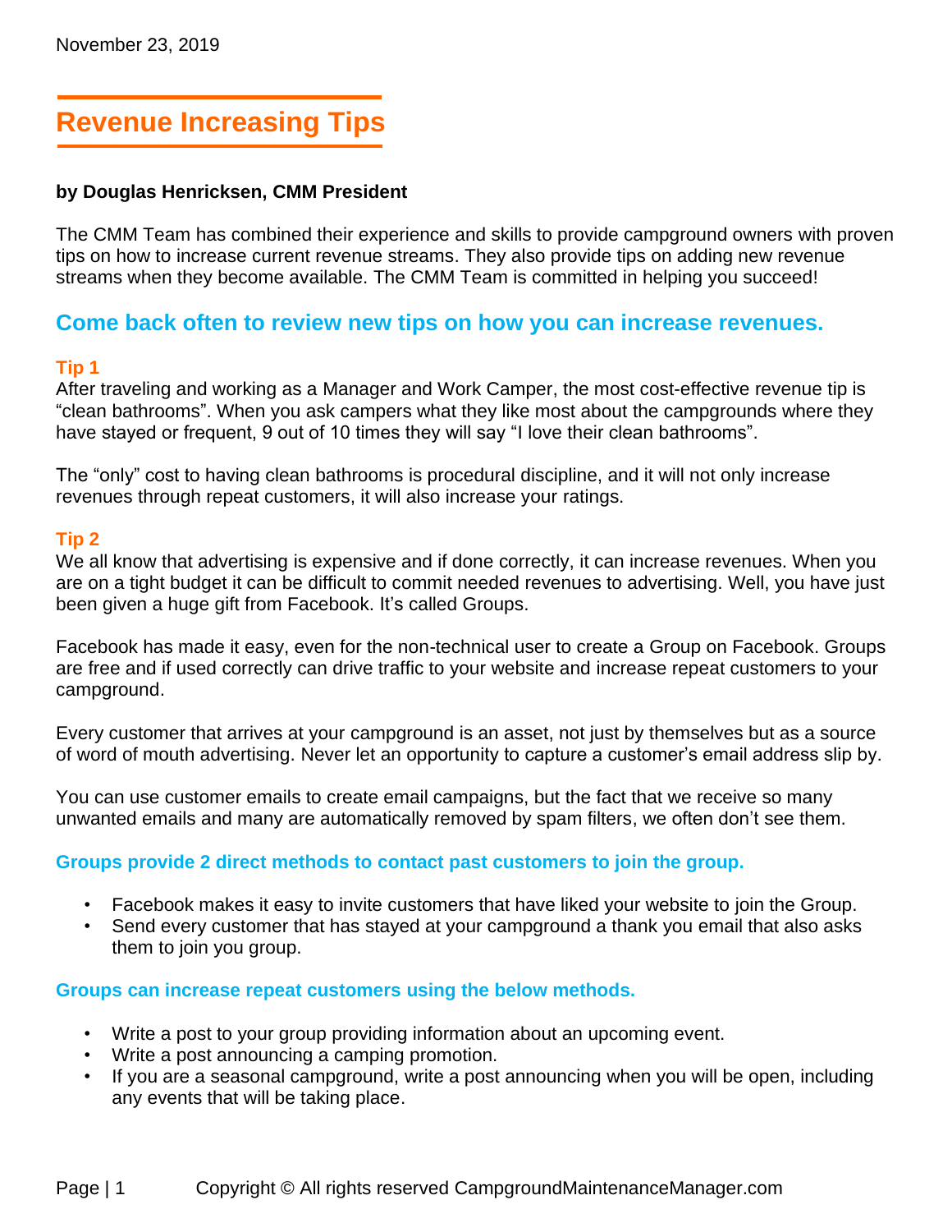November 23, 2019

# Revenue Increasing Tips

**by Douglas Henricksen, CMM President**

The CMM Team has combined their experience and skills to provide campground owners with proven tips on how to increase current revenue streams. They also provide tips on adding new revenue streams when they become available. The CMM Team is committed in helping you succeed!

## Come back often to review new tips on how you can increase revenues.

### Tip 1

After traveling and working as a Manager and Work Camper, the most cost-effective revenue tip is "clean bathrooms". When you ask campers what they like most about the campgrounds where they have stayed or frequent, 9 out of 10 times they will say "I love their clean bathrooms".

The "only" cost to having clean bathrooms is procedural discipline, and it will not only increase revenues through repeat customers, it will also increase your ratings.

### Tip 2

We all know that advertising is expensive and if done correctly, it can increase revenues. When you are on a tight budget it can be difficult to commit needed revenues to advertising. Well, you have just been given a huge gift from Facebook. It's called Groups.

Facebook has made it easy, even for the non-technical user to create a Group on Facebook. Groups are free and if used correctly can drive traffic to your website and increase repeat customers to your campground.

Every customer that arrives at your campground is an asset, not just by themselves but as a source of word of mouth advertising. Never let an opportunity to capture a customer's email address slip by.

You can use customer emails to create email campaigns, but the fact that we receive so many unwanted emails and many are automatically removed by spam filters, we often don't see them.

**Groups provide 2 direct methods to contact past customers to join the group.**

- Facebook makes it easy to invite customers that have liked your website to join the Group.
- Send every customer that has stayed at your campground a thank you email that also asks them to join you group.

**Groups can increase repeat customers using the below methods.**

- Write a post to your group providing information about an upcoming event.
- Write a post announcing a camping promotion.
- If you are a seasonal campground, write a post announcing when you will be open, including any events that will be taking place.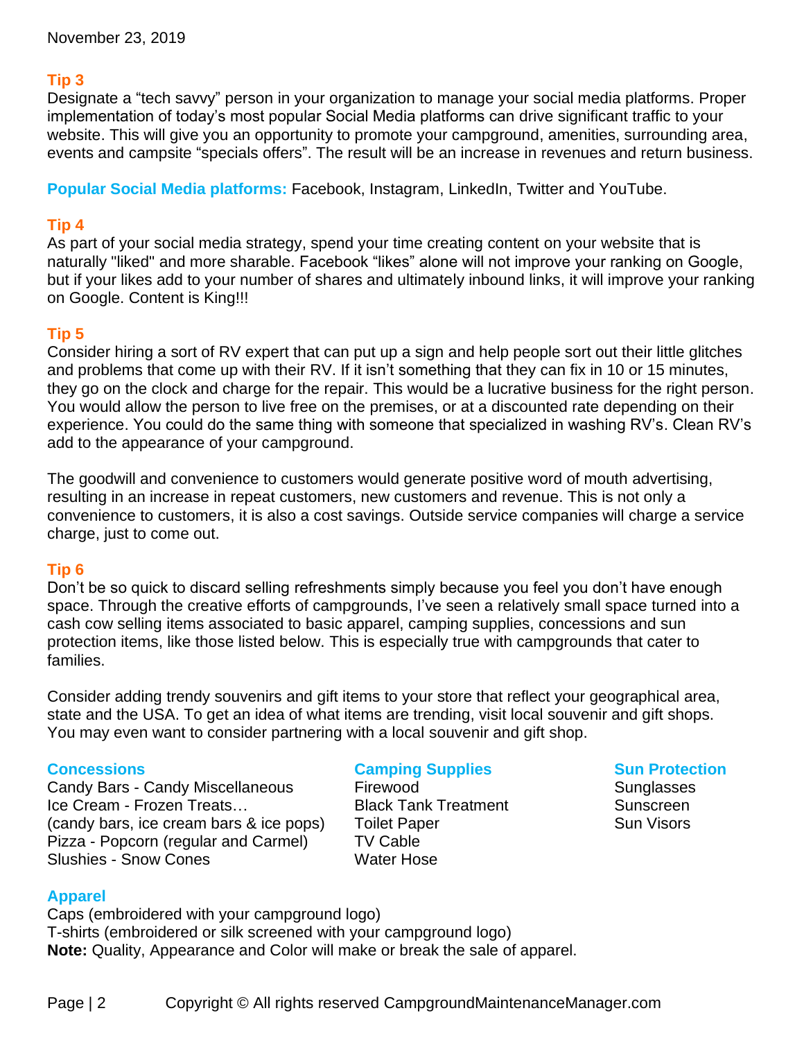November 23, 2019

**Tip 3**

Designate a "tech savvy" person in your organization to manage your social media platforms. Proper implementation of today's most popular Social Media platforms can drive significant traffic to your website. This will give you an opportunity to promote your campground, amenities, surrounding area, events and campsite "specials offers". The result will be an increase in revenues and return business.

**Popular Social Media platforms:** Facebook, Instagram, LinkedIn, Twitter and YouTube.

**Tip 4**

As part of your social media strategy, spend your time creating content on your website that is naturally "liked" and more sharable. Facebook "likes" alone will not improve your ranking on Google, but if your likes add to your number of shares and ultimately inbound links, it will improve your ranking on Google. Content is King!!!

**Tip 5**

Consider hiring a sort of RV expert that can put up a sign and help people sort out their little glitches and problems that come up with their RV. If it isn't something that they can fix in 10 or 15 minutes, they go on the clock and charge for the repair. This would be a lucrative business for the right person. You would allow the person to live free on the premises, or at a discounted rate depending on their experience. You could do the same thing with someone that specialized in washing RV's. Clean RV's add to the appearance of your campground.

The goodwill and convenience to customers would generate positive word of mouth advertising, resulting in an increase in repeat customers, new customers and revenue. This is not only a convenience to customers, it is also a cost savings. Outside service companies will charge a service charge, just to come out.

**Tip 6**

Don't be so quick to discard selling refreshments simply because you feel you don't have enough space. Through the creative efforts of campgrounds, I've seen a relatively small space turned into a cash cow selling items associated to basic apparel, camping supplies, concessions and sun protection items, like those listed below. This is especially true with campgrounds that cater to families.

Consider adding trendy souvenirs and gift items to your store that reflect your geographical area, state and the USA. To get an idea of what items are trending, visit local souvenir and gift shops. You may even want to consider partnering with a local souvenir and gift shop.

**Concessions**

Candy Bars - Candy Miscellaneous
Ice Cream - Frozen Treats…
(candy bars, ice cream bars & ice pops)
Pizza - Popcorn (regular and Carmel)
Slushies - Snow Cones

**Camping Supplies**

Firewood
Black Tank Treatment
Toilet Paper
TV Cable
Water Hose

**Sun Protection**

Sunglasses
Sunscreen
Sun Visors

**Apparel**

Caps (embroidered with your campground logo)
T-shirts (embroidered or silk screened with your campground logo)
**Note:** Quality, Appearance and Color will make or break the sale of apparel.